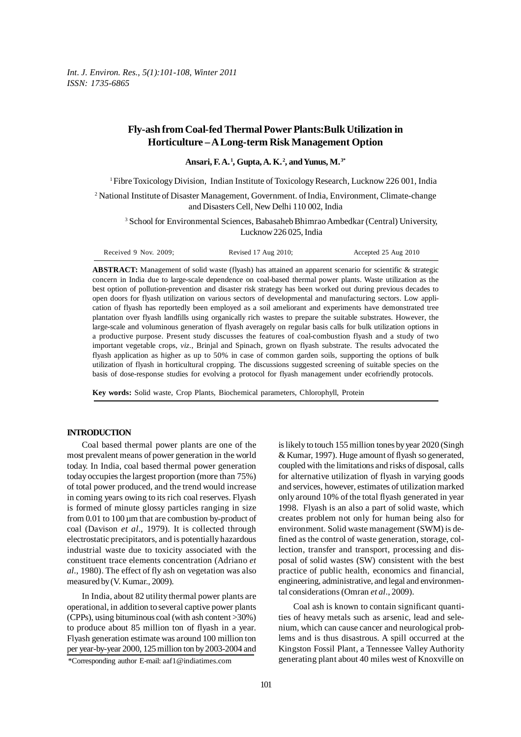# Fly-ash from Coal-fed Thermal Power Plants:Bulk Utilization in Horticulture – A Long-term Risk Management Option

**Ansari, F. A.[1], Gupta, A. K.[2], and Yunus, M.[3*]**

[1] Fibre Toxicology Division, Indian Institute of Toxicology Research, Lucknow 226 001, India

[2] National Institute of Disaster Management, Government. of India, Environment, Climate-change and Disasters Cell, New Delhi 110 002, India

[3] School for Environmental Sciences, Babasaheb Bhimrao Ambedkar (Central) University, Lucknow 226 025, India

Received 9 Nov. 2009; Revised 17 Aug 2010; Accepted 25 Aug 2010

**ABSTRACT:** Management of solid waste (flyash) has attained an apparent scenario for scientific & strategic concern in India due to large-scale dependence on coal-based thermal power plants. Waste utilization as the best option of pollution-prevention and disaster risk strategy has been worked out during previous decades to open doors for flyash utilization on various sectors of developmental and manufacturing sectors. Low application of flyash has reportedly been employed as a soil ameliorant and experiments have demonstrated tree plantation over flyash landfills using organically rich wastes to prepare the suitable substrates. However, the large-scale and voluminous generation of flyash averagely on regular basis calls for bulk utilization options in a productive purpose. Present study discusses the features of coal-combustion flyash and a study of two important vegetable crops, *viz.*, Brinjal and Spinach, grown on flyash substrate. The results advocated the flyash application as higher as up to 50% in case of common garden soils, supporting the options of bulk utilization of flyash in horticultural cropping. The discussions suggested screening of suitable species on the basis of dose-response studies for evolving a protocol for flyash management under ecofriendly protocols.

**Key words:** Solid waste, Crop Plants, Biochemical parameters, Chlorophyll, Protein

## INTRODUCTION

Coal based thermal power plants are one of the most prevalent means of power generation in the world today. In India, coal based thermal power generation today occupies the largest proportion (more than 75%) of total power produced, and the trend would increase in coming years owing to its rich coal reserves. Flyash is formed of minute glossy particles ranging in size from 0.01 to 100 µm that are combustion by-product of coal (Davison *et al*., 1979). It is collected through electrostatic precipitators, and is potentially hazardous industrial waste due to toxicity associated with the constituent trace elements concentration (Adriano *et al*., 1980). The effect of fly ash on vegetation was also measured by (V. Kumar., 2009).

In India, about 82 utility thermal power plants are operational, in addition to several captive power plants (CPPs), using bituminous coal (with ash content >30%) to produce about 85 million ton of flyash in a year. Flyash generation estimate was around 100 million ton per year-by-year 2000, 125 million ton by 2003-2004 and is likely to touch 155 million tones by year 2020 (Singh & Kumar, 1997). Huge amount of flyash so generated, coupled with the limitations and risks of disposal, calls for alternative utilization of flyash in varying goods and services, however, estimates of utilization marked only around 10% of the total flyash generated in year 1998. Flyash is an also a part of solid waste, which creates problem not only for human being also for environment. Solid waste management (SWM) is defined as the control of waste generation, storage, collection, transfer and transport, processing and disposal of solid wastes (SW) consistent with the best practice of public health, economics and financial, engineering, administrative, and legal and environmental considerations (Omran *et al*., 2009).

Coal ash is known to contain significant quantities of heavy metals such as arsenic, lead and selenium, which can cause cancer and neurological problems and is thus disastrous. A spill occurred at the Kingston Fossil Plant, a Tennessee Valley Authority generating plant about 40 miles west of Knoxville on

*Corresponding author E-mail: aaf1@indiatimes.com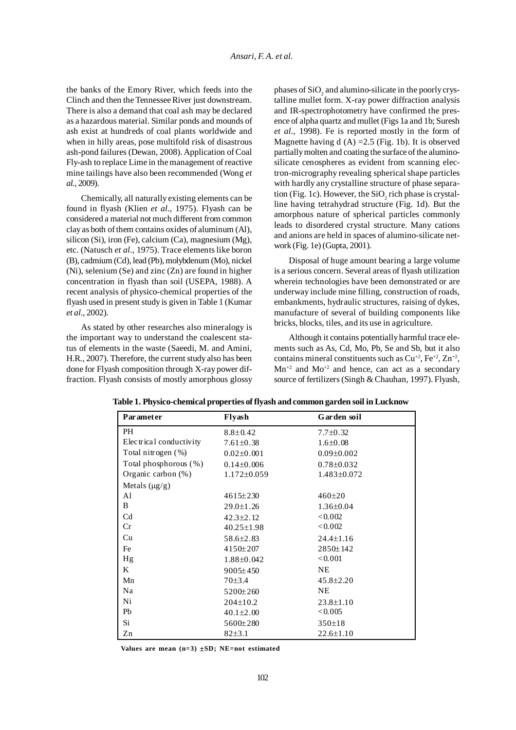the banks of the Emory River, which feeds into the Clinch and then the Tennessee River just downstream. There is also a demand that coal ash may be declared as a hazardous material. Similar ponds and mounds of ash exist at hundreds of coal plants worldwide and when in hilly areas, pose multifold risk of disastrous ash-pond failures (Dewan, 2008). Application of Coal Fly-ash to replace Lime in the management of reactive mine tailings have also been recommended (Wong *et al.*, 2009).

Chemically, all naturally existing elements can be found in flyash (Klien *et al*., 1975). Flyash can be considered a material not much different from common clay as both of them contains oxides of aluminum (Al), silicon (Si), iron (Fe), calcium (Ca), magnesium (Mg), etc. (Natusch *et al*., 1975). Trace elements like boron (B), cadmium (Cd), lead (Pb), molybdenum (Mo), nickel (Ni), selenium (Se) and zinc (Zn) are found in higher concentration in flyash than soil (USEPA, 1988). A recent analysis of physico-chemical properties of the flyash used in present study is given in Table 1 (Kumar *et al*., 2002).

As stated by other researches also mineralogy is the important way to understand the coalescent status of elements in the waste (Saeedi, M. and Amini, H.R., 2007). Therefore, the current study also has been done for Flyash composition through X-ray power diffraction. Flyash consists of mostly amorphous glossy phases of $SiO_2$ and alumino-silicate in the poorly crystalline mullet form. X-ray power diffraction analysis and IR-spectrophotometry have confirmed the presence of alpha quartz and mullet (Figs 1a and 1b; Suresh *et al*., 1998). Fe is reported mostly in the form of Magnette having d (A) =2.5 (Fig. 1b). It is observed partially molten and coating the surface of the alumino-silicate cenospheres as evident from scanning electron-micrography revealing spherical shape particles with hardly any crystalline structure of phase separation (Fig. 1c). However, the $SiO_2$ rich phase is crystalline having tetrahydrad structure (Fig. 1d). But the amorphous nature of spherical particles commonly leads to disordered crystal structure. Many cations and anions are held in spaces of alumino-silicate network (Fig. 1e) (Gupta, 2001).

Disposal of huge amount bearing a large volume is a serious concern. Several areas of flyash utilization wherein technologies have been demonstrated or are underway include mine filling, construction of roads, embankments, hydraulic structures, raising of dykes, manufacture of several of building components like bricks, blocks, tiles, and its use in agriculture.

Although it contains potentially harmful trace elements such as As, Cd, Mo, Pb, Se and Sb, but it also contains mineral constituents such as $Cu^{+2}$, $Fe^{+2}$, $Zn^{+2}$, $Mn^{+2}$ and $Mo^{+2}$ and hence, can act as a secondary source of fertilizers (Singh & Chauhan, 1997). Flyash,

**Table 1. Physico-chemical properties of flyash and common garden soil in Lucknow**

| Parameter | Flyash | Garden soil |
|---|---|---|
| PH | 8.8±0.42 | 7.7±0.32 |
| Electrical conductivity | 7.61±0.38 | 1.6±0.08 |
| Total nitrogen (%) | 0.02±0.001 | 0.09±0.002 |
| Total phosphorous (%) | 0.14±0.006 | 0.78±0.032 |
| Organic carbon (%) | 1.172±0.059 | 1.483±0.072 |
| Metals (μg/g) | | |
| Al | 4615±230 | 460±20 |
| B | 29.0±1.26 | 1.36±0.04 |
| Cd | 42.3±2.12 | <0.002 |
| Cr | 40.25±1.98 | <0.002 |
| Cu | 58.6±2.83 | 24.4±1.16 |
| Fe | 4150±207 | 2850±142 |
| Hg | 1.88±0.042 | <0.001 |
| K | 9005±450 | NE |
| Mn | 70±3.4 | 45.8±2.20 |
| Na | 5200±260 | NE |
| Ni | 204±10.2 | 23.8±1.10 |
| Pb | 40.1±2.00 | <0.005 |
| Si | 5600±280 | 350±18 |
| Zn | 82±3.1 | 22.6±1.10 |

**Values are mean (n=3) ±SD; NE=not estimated**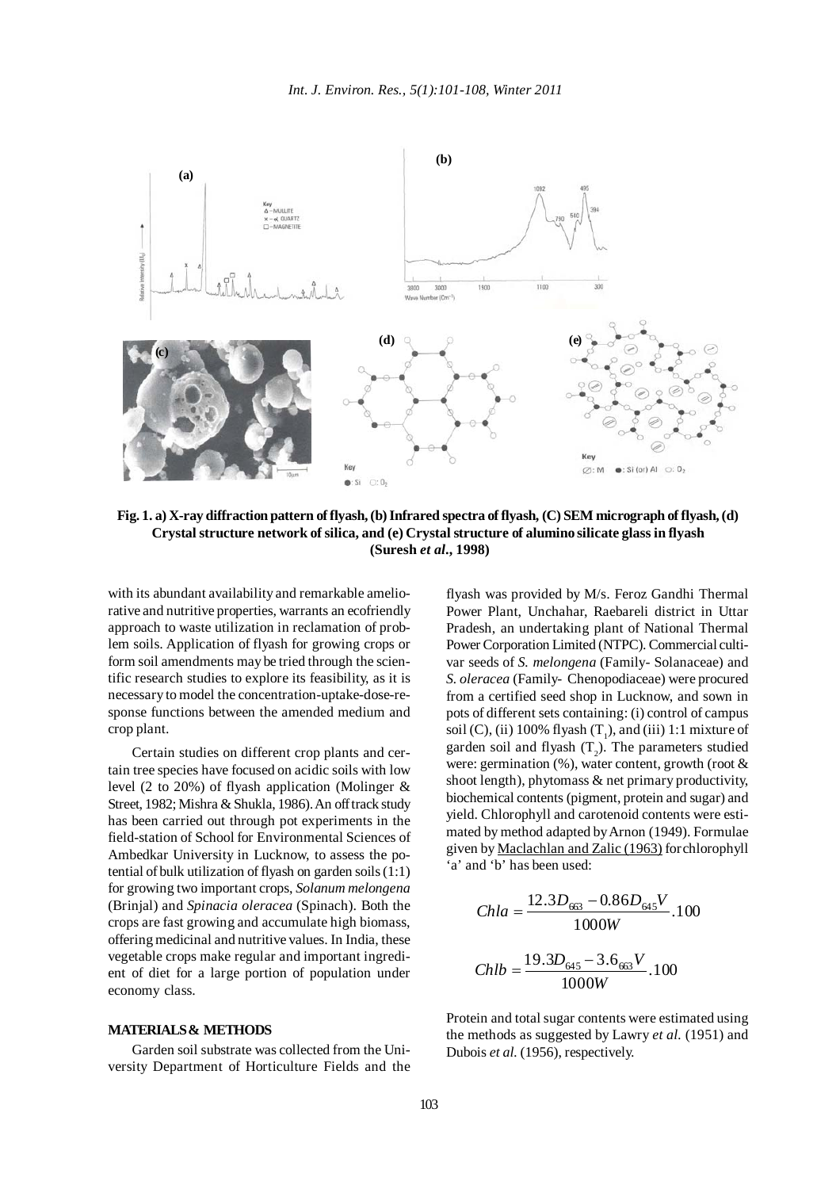**Fig. 1. a) X-ray diffraction pattern of flyash, (b) Infrared spectra of flyash, (C) SEM micrograph of flyash, (d) Crystal structure network of silica, and (e) Crystal structure of alumino silicate glass in flyash (Suresh *et al*., 1998)**

with its abundant availability and remarkable ameliorative and nutritive properties, warrants an ecofriendly approach to waste utilization in reclamation of problem soils. Application of flyash for growing crops or form soil amendments may be tried through the scientific research studies to explore its feasibility, as it is necessary to model the concentration-uptake-dose-response functions between the amended medium and crop plant.

Certain studies on different crop plants and certain tree species have focused on acidic soils with low level (2 to 20%) of flyash application (Molinger & Street, 1982; Mishra & Shukla, 1986). An off track study has been carried out through pot experiments in the field-station of School for Environmental Sciences of Ambedkar University in Lucknow, to assess the potential of bulk utilization of flyash on garden soils (1:1) for growing two important crops, *Solanum melongena* (Brinjal) and *Spinacia oleracea* (Spinach). Both the crops are fast growing and accumulate high biomass, offering medicinal and nutritive values. In India, these vegetable crops make regular and important ingredient of diet for a large portion of population under economy class.

## MATERIALS & METHODS

Garden soil substrate was collected from the University Department of Horticulture Fields and the flyash was provided by M/s. Feroz Gandhi Thermal Power Plant, Unchahar, Raebareli district in Uttar Pradesh, an undertaking plant of National Thermal Power Corporation Limited (NTPC). Commercial cultivar seeds of *S. melongena* (Family- Solanaceae) and *S. oleracea* (Family- Chenopodiaceae) were procured from a certified seed shop in Lucknow, and sown in pots of different sets containing: (i) control of campus soil (C), (ii) 100% flyash ($T_1$), and (iii) 1:1 mixture of garden soil and flyash ($T_2$). The parameters studied were: germination (%), water content, growth (root & shoot length), phytomass & net primary productivity, biochemical contents (pigment, protein and sugar) and yield. Chlorophyll and carotenoid contents were estimated by method adapted by Arnon (1949). Formulae given by Maclachlan and Zalic (1963) for chlorophyll 'a' and 'b' has been used:

$$Chla = \frac{12.3D_{663} - 0.86D_{645}V}{1000W}.100$$

$$Chlb = \frac{19.3D_{645} - 3.6_{663}V}{1000W}.100$$

Protein and total sugar contents were estimated using the methods as suggested by Lawry *et al.* (1951) and Dubois *et al.* (1956), respectively.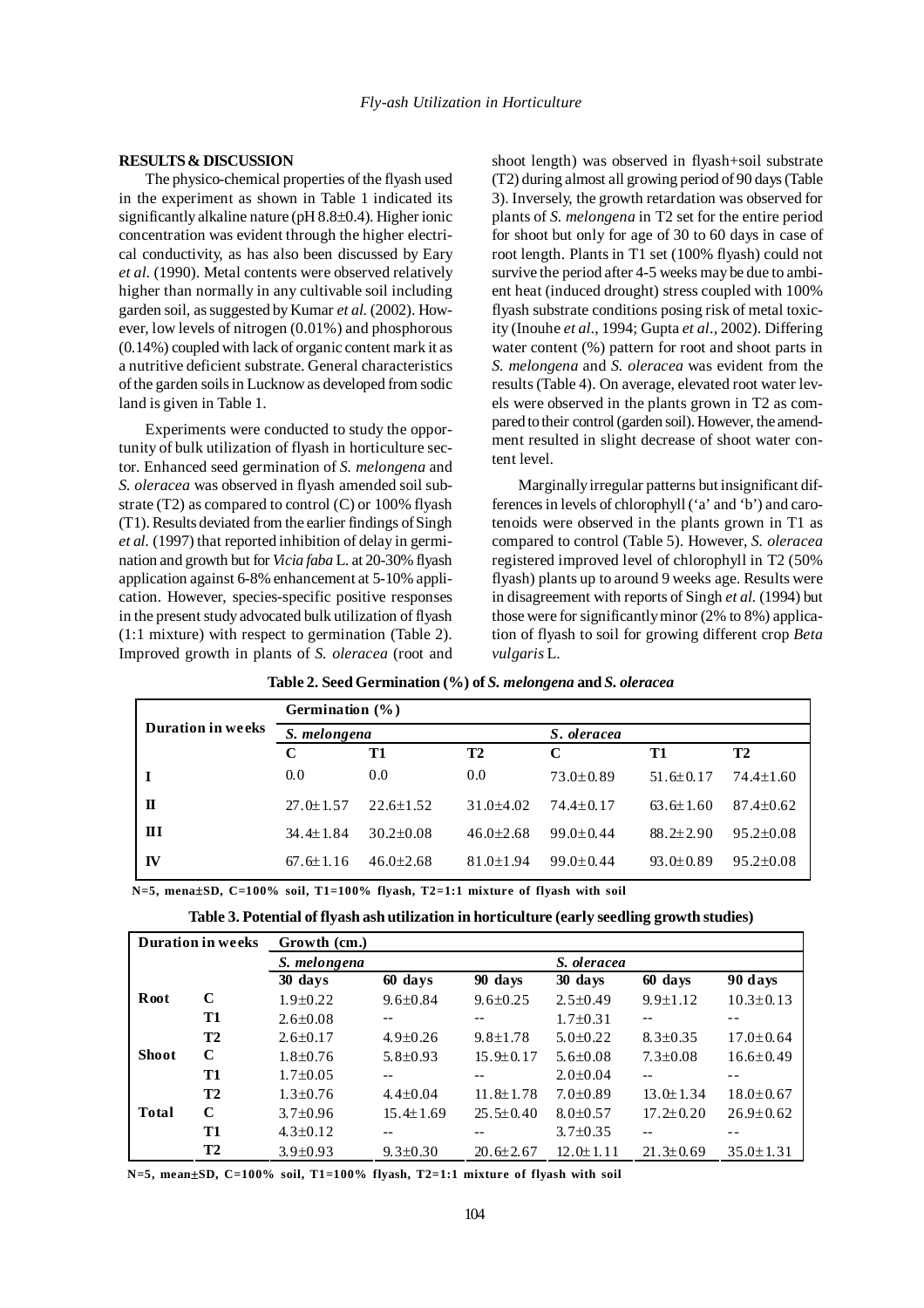## RESULTS & DISCUSSION

The physico-chemical properties of the flyash used in the experiment as shown in Table 1 indicated its significantly alkaline nature (pH 8.8±0.4). Higher ionic concentration was evident through the higher electrical conductivity, as has also been discussed by Eary *et al.* (1990). Metal contents were observed relatively higher than normally in any cultivable soil including garden soil, as suggested by Kumar *et al.* (2002). However, low levels of nitrogen (0.01%) and phosphorous (0.14%) coupled with lack of organic content mark it as a nutritive deficient substrate. General characteristics of the garden soils in Lucknow as developed from sodic land is given in Table 1.

Experiments were conducted to study the opportunity of bulk utilization of flyash in horticulture sector. Enhanced seed germination of *S. melongena* and *S. oleracea* was observed in flyash amended soil substrate (T2) as compared to control (C) or 100% flyash (T1). Results deviated from the earlier findings of Singh *et al.* (1997) that reported inhibition of delay in germination and growth but for *Vicia faba* L. at 20-30% flyash application against 6-8% enhancement at 5-10% application. However, species-specific positive responses in the present study advocated bulk utilization of flyash (1:1 mixture) with respect to germination (Table 2). Improved growth in plants of *S. oleracea* (root and shoot length) was observed in flyash+soil substrate (T2) during almost all growing period of 90 days (Table 3). Inversely, the growth retardation was observed for plants of *S. melongena* in T2 set for the entire period for shoot but only for age of 30 to 60 days in case of root length. Plants in T1 set (100% flyash) could not survive the period after 4-5 weeks may be due to ambient heat (induced drought) stress coupled with 100% flyash substrate conditions posing risk of metal toxicity (Inouhe *et al*., 1994; Gupta *et al*., 2002). Differing water content (%) pattern for root and shoot parts in *S. melongena* and *S. oleracea* was evident from the results (Table 4). On average, elevated root water levels were observed in the plants grown in T2 as compared to their control (garden soil). However, the amendment resulted in slight decrease of shoot water content level.

Marginally irregular patterns but insignificant differences in levels of chlorophyll ('a' and 'b') and carotenoids were observed in the plants grown in T1 as compared to control (Table 5). However, *S. oleracea* registered improved level of chlorophyll in T2 (50% flyash) plants up to around 9 weeks age. Results were in disagreement with reports of Singh *et al.* (1994) but those were for significantly minor (2% to 8%) application of flyash to soil for growing different crop *Beta vulgaris* L.

**Table 2. Seed Germination (%) of *S. melongena* and *S. oleracea***

| Duration in weeks | Germination (%) | | | | | |
|---|---|---|---|---|---|---|
| | *S. melongena* | | | *S. oleracea* | | |
| | C | T1 | T2 | C | T1 | T2 |
| I | 0.0 | 0.0 | 0.0 | 73.0±0.89 | 51.6±0.17 | 74.4±1.60 |
| II | 27.0±1.57 | 22.6±1.52 | 31.0±4.02 | 74.4±0.17 | 63.6±1.60 | 87.4±0.62 |
| III | 34.4±1.84 | 30.2±0.08 | 46.0±2.68 | 99.0±0.44 | 88.2±2.90 | 95.2±0.08 |
| IV | 67.6±1.16 | 46.0±2.68 | 81.0±1.94 | 99.0±0.44 | 93.0±0.89 | 95.2±0.08 |

N=5, mena±SD, C=100% soil, T1=100% flyash, T2=1:1 mixture of flyash with soil

**Table 3. Potential of flyash ash utilization in horticulture (early seedling growth studies)**

| Duration in weeks | | Growth (cm.) | | | | | |
|---|---|---|---|---|---|---|---|
| | | *S. melongena* | | | *S. oleracea* | | |
| | | 30 days | 60 days | 90 days | 30 days | 60 days | 90 days |
| Root | C | 1.9±0.22 | 9.6±0.84 | 9.6±0.25 | 2.5±0.49 | 9.9±1.12 | 10.3±0.13 |
| | T1 | 2.6±0.08 | -- | -- | 1.7±0.31 | -- | -- |
| | T2 | 2.6±0.17 | 4.9±0.26 | 9.8±1.78 | 5.0±0.22 | 8.3±0.35 | 17.0±0.64 |
| Shoot | C | 1.8±0.76 | 5.8±0.93 | 15.9±0.17 | 5.6±0.08 | 7.3±0.08 | 16.6±0.49 |
| | T1 | 1.7±0.05 | -- | -- | 2.0±0.04 | -- | -- |
| | T2 | 1.3±0.76 | 4.4±0.04 | 11.8±1.78 | 7.0±0.89 | 13.0±1.34 | 18.0±0.67 |
| Total | C | 3.7±0.96 | 15.4±1.69 | 25.5±0.40 | 8.0±0.57 | 17.2±0.20 | 26.9±0.62 |
| | T1 | 4.3±0.12 | -- | -- | 3.7±0.35 | -- | -- |
| | T2 | 3.9±0.93 | 9.3±0.30 | 20.6±2.67 | 12.0±1.11 | 21.3±0.69 | 35.0±1.31 |

N=5, mean±SD, C=100% soil, T1=100% flyash, T2=1:1 mixture of flyash with soil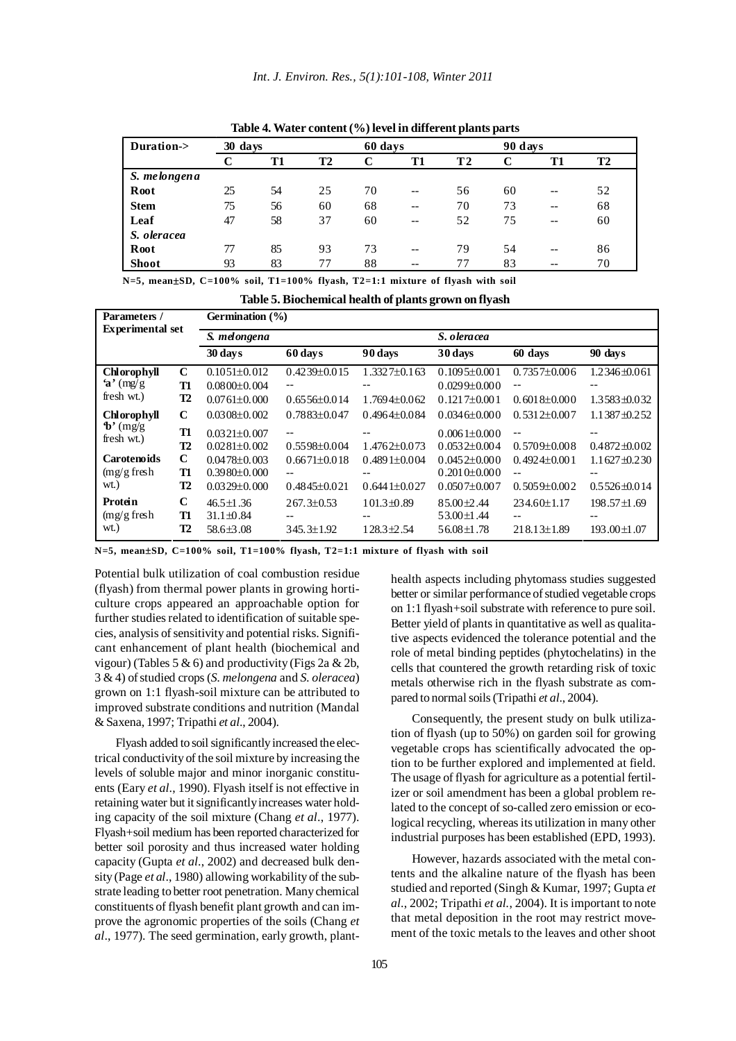**Table 4. Water content (%) level in different plants parts**

| Duration-> | 30 days | | | 60 days | | | 90 days | | |
|---|---|---|---|---|---|---|---|---|---|
| | C | T1 | T2 | C | T1 | T2 | C | T1 | T2 |
| *S. melongena* | | | | | | | | | |
| **Root** | 25 | 54 | 25 | 70 | -- | 56 | 60 | -- | 52 |
| **Stem** | 75 | 56 | 60 | 68 | -- | 70 | 73 | -- | 68 |
| **Leaf** | 47 | 58 | 37 | 60 | -- | 52 | 75 | -- | 60 |
| *S. oleracea* | | | | | | | | | |
| **Root** | 77 | 85 | 93 | 73 | -- | 79 | 54 | -- | 86 |
| **Shoot** | 93 | 83 | 77 | 88 | -- | 77 | 83 | -- | 70 |

N=5, mean±SD, C=100% soil, T1=100% flyash, T2=1:1 mixture of flyash with soil

**Table 5. Biochemical health of plants grown on flyash**

| Parameters / Experimental set | | Germination (%) | | | | | |
|---|---|---|---|---|---|---|---|
| | | *S. melongena* | | | *S. oleracea* | | |
| | | 30 days | 60 days | 90 days | 30 days | 60 days | 90 days |
| **Chlorophyll 'a'** (mg/g fresh wt.) | C | 0.1051±0.012 | 0.4239±0.015 | 1.3327±0.163 | 0.1095±0.001 | 0.7357±0.006 | 1.2346±0.061 |
| | T1 | 0.0800±0.004 | -- | -- | 0.0299±0.000 | -- | -- |
| | T2 | 0.0761±0.000 | 0.6556±0.014 | 1.7694±0.062 | 0.1217±0.001 | 0.6018±0.000 | 1.3583±0.032 |
| **Chlorophyll 'b'** (mg/g fresh wt.) | C | 0.0308±0.002 | 0.7883±0.047 | 0.4964±0.084 | 0.0346±0.000 | 0.5312±0.007 | 1.1387±0.252 |
| | T1 | 0.0321±0.007 | -- | -- | 0.0061±0.000 | -- | -- |
| | T2 | 0.0281±0.002 | 0.5598±0.004 | 1.4762±0.073 | 0.0532±0.004 | 0.5709±0.008 | 0.4872±0.002 |
| **Carotenoids** (mg/g fresh wt.) | C | 0.0478±0.003 | 0.6671±0.018 | 0.4891±0.004 | 0.0452±0.000 | 0.4924±0.001 | 1.1627±0.230 |
| | T1 | 0.3980±0.000 | -- | -- | 0.2010±0.000 | -- | -- |
| | T2 | 0.0329±0.000 | 0.4845±0.021 | 0.6441±0.027 | 0.0507±0.007 | 0.5059±0.002 | 0.5526±0.014 |
| **Protein** (mg/g fresh wt.) | C | 46.5±1.36 | 267.3±0.53 | 101.3±0.89 | 85.00±2.44 | 234.60±1.17 | 198.57±1.69 |
| | T1 | 31.1±0.84 | -- | -- | 53.00±1.44 | -- | -- |
| | T2 | 58.6±3.08 | 345.3±1.92 | 128.3±2.54 | 56.08±1.78 | 218.13±1.89 | 193.00±1.07 |

N=5, mean±SD, C=100% soil, T1=100% flyash, T2=1:1 mixture of flyash with soil

Potential bulk utilization of coal combustion residue (flyash) from thermal power plants in growing horticulture crops appeared an approachable option for further studies related to identification of suitable species, analysis of sensitivity and potential risks. Significant enhancement of plant health (biochemical and vigour) (Tables 5 & 6) and productivity (Figs 2a & 2b, 3 & 4) of studied crops (*S. melongena* and *S. oleracea*) grown on 1:1 flyash-soil mixture can be attributed to improved substrate conditions and nutrition (Mandal & Saxena, 1997; Tripathi *et al*., 2004).

Flyash added to soil significantly increased the electrical conductivity of the soil mixture by increasing the levels of soluble major and minor inorganic constituents (Eary *et al*., 1990). Flyash itself is not effective in retaining water but it significantly increases water holding capacity of the soil mixture (Chang *et al*., 1977). Flyash+soil medium has been reported characterized for better soil porosity and thus increased water holding capacity (Gupta *et al*., 2002) and decreased bulk density (Page *et al*., 1980) allowing workability of the substrate leading to better root penetration. Many chemical constituents of flyash benefit plant growth and can improve the agronomic properties of the soils (Chang *et al*., 1977). The seed germination, early growth, plant-health aspects including phytomass studies suggested better or similar performance of studied vegetable crops on 1:1 flyash+soil substrate with reference to pure soil. Better yield of plants in quantitative as well as qualitative aspects evidenced the tolerance potential and the role of metal binding peptides (phytochelatins) in the cells that countered the growth retarding risk of toxic metals otherwise rich in the flyash substrate as compared to normal soils (Tripathi *et al*., 2004).

Consequently, the present study on bulk utilization of flyash (up to 50%) on garden soil for growing vegetable crops has scientifically advocated the option to be further explored and implemented at field. The usage of flyash for agriculture as a potential fertilizer or soil amendment has been a global problem related to the concept of so-called zero emission or ecological recycling, whereas its utilization in many other industrial purposes has been established (EPD, 1993).

However, hazards associated with the metal contents and the alkaline nature of the flyash has been studied and reported (Singh & Kumar, 1997; Gupta *et al*., 2002; Tripathi *et al*., 2004). It is important to note that metal deposition in the root may restrict movement of the toxic metals to the leaves and other shoot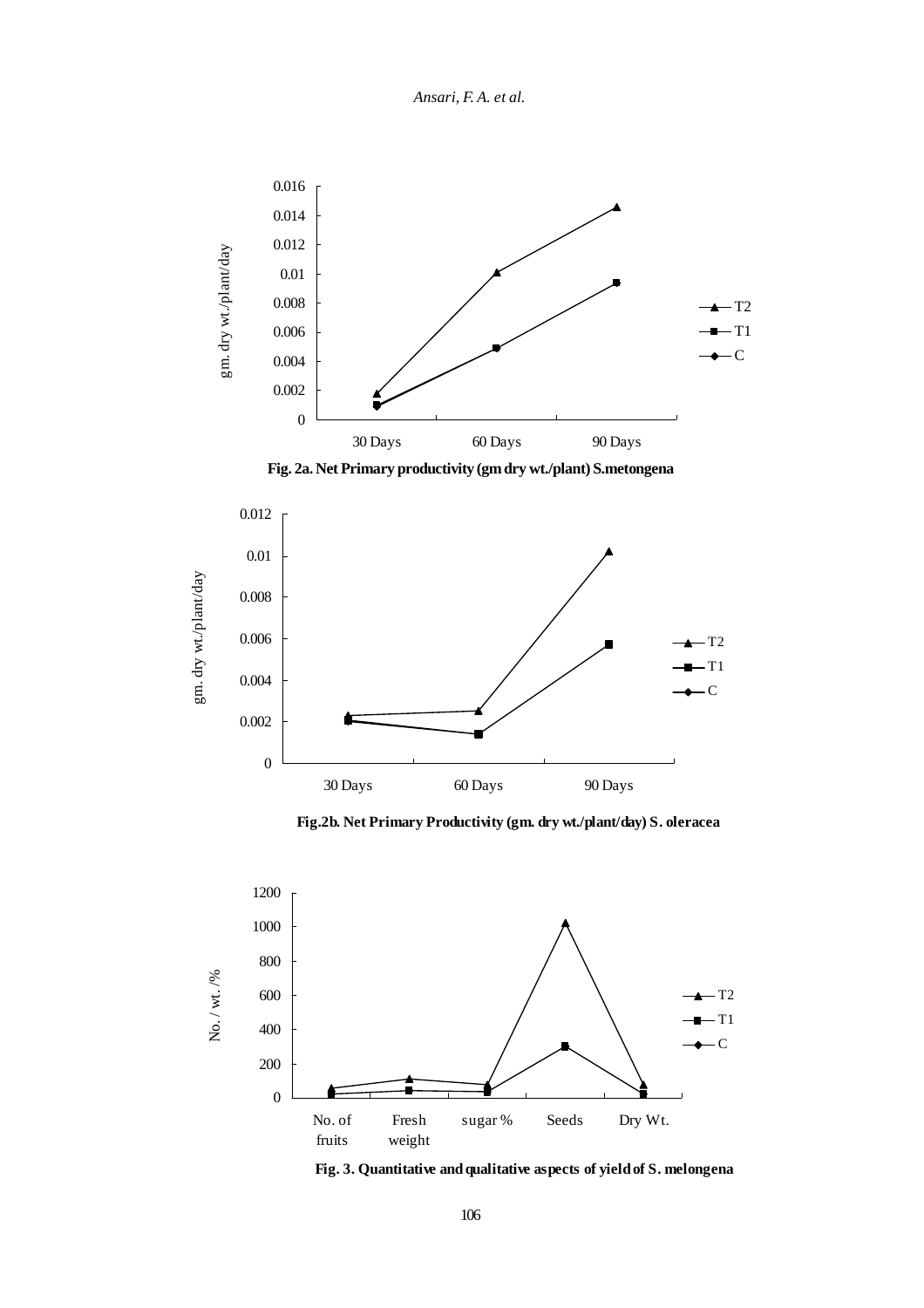Fig. 2a. Net Primary productivity (gm dry wt./plant) S.metongena

Fig.2b. Net Primary Productivity (gm. dry wt./plant/day) S. oleracea

Fig. 3. Quantitative and qualitative aspects of yield of S. melongena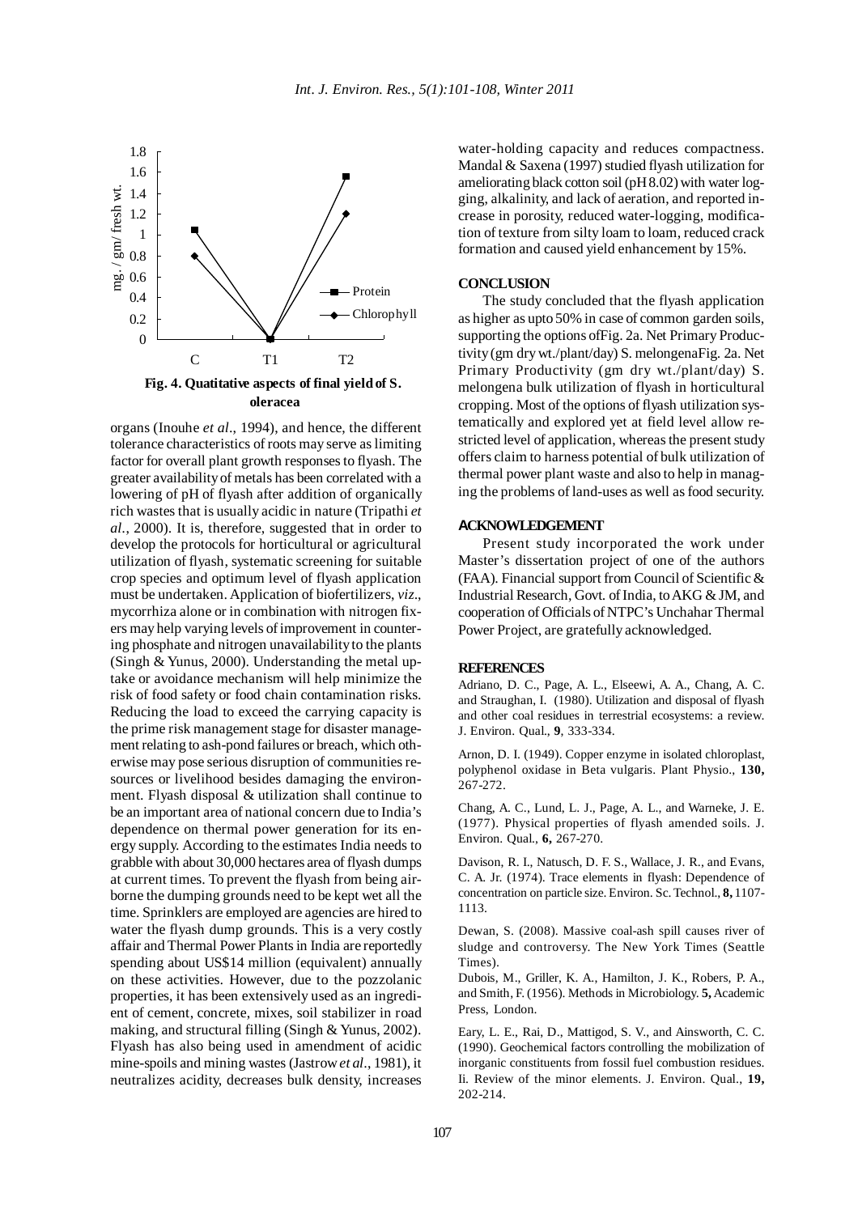**Fig. 4. Quatitative aspects of final yield of S. oleracea**

organs (Inouhe *et al*., 1994), and hence, the different tolerance characteristics of roots may serve as limiting factor for overall plant growth responses to flyash. The greater availability of metals has been correlated with a lowering of pH of flyash after addition of organically rich wastes that is usually acidic in nature (Tripathi *et al.*, 2000). It is, therefore, suggested that in order to develop the protocols for horticultural or agricultural utilization of flyash, systematic screening for suitable crop species and optimum level of flyash application must be undertaken. Application of biofertilizers, *viz*., mycorrhiza alone or in combination with nitrogen fixers may help varying levels of improvement in countering phosphate and nitrogen unavailability to the plants (Singh & Yunus, 2000). Understanding the metal uptake or avoidance mechanism will help minimize the risk of food safety or food chain contamination risks. Reducing the load to exceed the carrying capacity is the prime risk management stage for disaster management relating to ash-pond failures or breach, which otherwise may pose serious disruption of communities resources or livelihood besides damaging the environment. Flyash disposal & utilization shall continue to be an important area of national concern due to India's dependence on thermal power generation for its energy supply. According to the estimates India needs to grabble with about 30,000 hectares area of flyash dumps at current times. To prevent the flyash from being airborne the dumping grounds need to be kept wet all the time. Sprinklers are employed are agencies are hired to water the flyash dump grounds. This is a very costly affair and Thermal Power Plants in India are reportedly spending about US$14 million (equivalent) annually on these activities. However, due to the pozzolanic properties, it has been extensively used as an ingredient of cement, concrete, mixes, soil stabilizer in road making, and structural filling (Singh & Yunus, 2002). Flyash has also being used in amendment of acidic mine-spoils and mining wastes (Jastrow *et al*., 1981), it neutralizes acidity, decreases bulk density, increases water-holding capacity and reduces compactness. Mandal & Saxena (1997) studied flyash utilization for ameliorating black cotton soil (pH 8.02) with water logging, alkalinity, and lack of aeration, and reported increase in porosity, reduced water-logging, modification of texture from silty loam to loam, reduced crack formation and caused yield enhancement by 15%.

## CONCLUSION

The study concluded that the flyash application as higher as upto 50% in case of common garden soils, supporting the options ofFig. 2a. Net Primary Productivity (gm dry wt./plant/day) S. melongenaFig. 2a. Net Primary Productivity (gm dry wt./plant/day) S. melongena bulk utilization of flyash in horticultural cropping. Most of the options of flyash utilization systematically and explored yet at field level allow restricted level of application, whereas the present study offers claim to harness potential of bulk utilization of thermal power plant waste and also to help in managing the problems of land-uses as well as food security.

## ACKNOWLEDGEMENT

Present study incorporated the work under Master's dissertation project of one of the authors (FAA). Financial support from Council of Scientific & Industrial Research, Govt. of India, to AKG & JM, and cooperation of Officials of NTPC's Unchahar Thermal Power Project, are gratefully acknowledged.

## REFERENCES

Adriano, D. C., Page, A. L., Elseewi, A. A., Chang, A. C. and Straughan, I. (1980). Utilization and disposal of flyash and other coal residues in terrestrial ecosystems: a review. J. Environ. Qual., **9**, 333-334.

Arnon, D. I. (1949). Copper enzyme in isolated chloroplast, polyphenol oxidase in Beta vulgaris. Plant Physio., **130,** 267-272.

Chang, A. C., Lund, L. J., Page, A. L., and Warneke, J. E. (1977). Physical properties of flyash amended soils. J. Environ. Qual., **6,** 267-270.

Davison, R. I., Natusch, D. F. S., Wallace, J. R., and Evans, C. A. Jr. (1974). Trace elements in flyash: Dependence of concentration on particle size. Environ. Sc. Technol., **8,** 1107-1113.

Dewan, S. (2008). Massive coal-ash spill causes river of sludge and controversy. The New York Times (Seattle Times).

Dubois, M., Griller, K. A., Hamilton, J. K., Robers, P. A., and Smith, F. (1956). Methods in Microbiology. **5,** Academic Press, London.

Eary, L. E., Rai, D., Mattigod, S. V., and Ainsworth, C. C. (1990). Geochemical factors controlling the mobilization of inorganic constituents from fossil fuel combustion residues. Ii. Review of the minor elements. J. Environ. Qual., **19,** 202-214.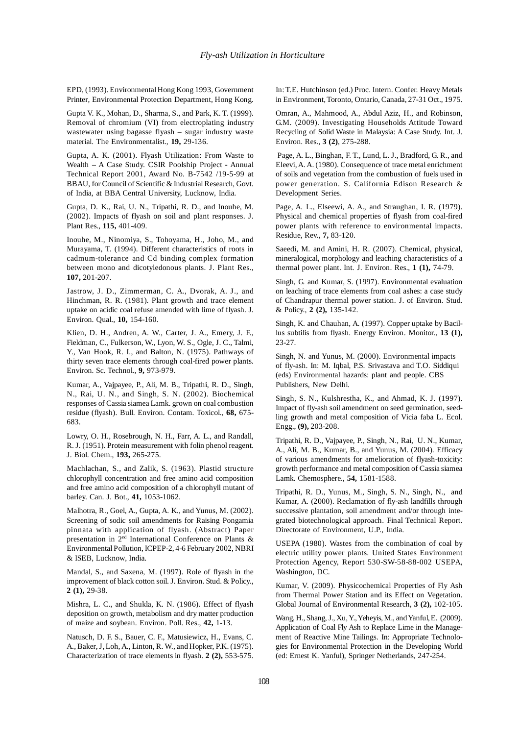EPD, (1993). Environmental Hong Kong 1993, Government Printer, Environmental Protection Department, Hong Kong.

Gupta V. K., Mohan, D., Sharma, S., and Park, K. T. (1999). Removal of chromium (VI) from electroplating industry wastewater using bagasse flyash – sugar industry waste material. The Environmentalist., **19,** 29-136.

Gupta, A. K. (2001). Flyash Utilization: From Waste to Wealth – A Case Study. CSIR Poolship Project - Annual Technical Report 2001, Award No. B-7542 /19-5-99 at BBAU, for Council of Scientific & Industrial Research, Govt. of India, at BBA Central University, Lucknow, India.

Gupta, D. K., Rai, U. N., Tripathi, R. D., and Inouhe, M. (2002). Impacts of flyash on soil and plant responses. J. Plant Res., **115,** 401-409.

Inouhe, M., Ninomiya, S., Tohoyama, H., Joho, M., and Murayama, T. (1994). Different characteristics of roots in cadmum-tolerance and Cd binding complex formation between mono and dicotyledonous plants. J. Plant Res., **107,** 201-207.

Jastrow, J. D., Zimmerman, C. A., Dvorak, A. J., and Hinchman, R. R. (1981). Plant growth and trace element uptake on acidic coal refuse amended with lime of flyash. J. Environ. Qual., **10,** 154-160.

Klien, D. H., Andren, A. W., Carter, J. A., Emery, J. F., Fieldman, C., Fulkerson, W., Lyon, W. S., Ogle, J. C., Talmi, Y., Van Hook, R. I., and Balton, N. (1975). Pathways of thirty seven trace elements through coal-fired power plants. Environ. Sc. Technol., **9,** 973-979.

Kumar, A., Vajpayee, P., Ali, M. B., Tripathi, R. D., Singh, N., Rai, U. N., and Singh, S. N. (2002). Biochemical responses of Cassia siamea Lamk. grown on coal combustion residue (flyash). Bull. Environ. Contam. Toxicol., **68,** 675-683.

Lowry, O. H., Rosebrough, N. H., Farr, A. L., and Randall, R. J. (1951). Protein measurement with folin phenol reagent. J. Biol. Chem., **193,** 265-275.

Machlachan, S., and Zalik, S. (1963). Plastid structure chlorophyll concentration and free amino acid composition and free amino acid composition of a chlorophyll mutant of barley. Can. J. Bot., **41,** 1053-1062.

Malhotra, R., Goel, A., Gupta, A. K., and Yunus, M. (2002). Screening of sodic soil amendments for Raising Pongamia pinnata with application of flyash. (Abstract) Paper presentation in 2nd International Conference on Plants & Environmental Pollution, ICPEP-2, 4-6 February 2002, NBRI & ISEB, Lucknow, India.

Mandal, S., and Saxena, M. (1997). Role of flyash in the improvement of black cotton soil. J. Environ. Stud. & Policy., **2 (1),** 29-38.

Mishra, L. C., and Shukla, K. N. (1986). Effect of flyash deposition on growth, metabolism and dry matter production of maize and soybean. Environ. Poll. Res., **42,** 1-13.

Natusch, D. F. S., Bauer, C. F., Matusiewicz, H., Evans, C. A., Baker, J, Loh, A., Linton, R. W., and Hopker, P.K. (1975). Characterization of trace elements in flyash. **2 (2),** 553-575. In: T.E. Hutchinson (ed.) Proc. Intern. Confer. Heavy Metals in Environment, Toronto, Ontario, Canada, 27-31 Oct., 1975.

Omran, A., Mahmood, A., Abdul Aziz, H., and Robinson, G.M. (2009). Investigating Households Attitude Toward Recycling of Solid Waste in Malaysia: A Case Study. Int. J. Environ. Res., **3 (2)**, 275-288.

Page, A. L., Binghan, F. T., Lund, L. J., Bradford, G. R., and Eleevi, A. A. (1980). Consequence of trace metal enrichment of soils and vegetation from the combustion of fuels used in power generation. S. California Edison Research & Development Series.

Page, A. L., Elseewi, A. A., and Straughan, I. R. (1979). Physical and chemical properties of flyash from coal-fired power plants with reference to environmental impacts. Residue, Rev., **7,** 83-120.

Saeedi, M. and Amini, H. R. (2007). Chemical, physical, mineralogical, morphology and leaching characteristics of a thermal power plant. Int. J. Environ. Res., **1 (1),** 74-79.

Singh, G. and Kumar, S. (1997). Environmental evaluation on leaching of trace elements from coal ashes: a case study of Chandrapur thermal power station. J. of Environ. Stud. & Policy., **2 (2),** 135-142.

Singh, K. and Chauhan, A. (1997). Copper uptake by Bacillus subtilis from flyash. Energy Environ. Monitor., **13 (1),** 23-27.

Singh, N. and Yunus, M. (2000). Environmental impacts of fly-ash. In: M. Iqbal, P.S. Srivastava and T.O. Siddiqui (eds) Environmental hazards: plant and people. CBS Publishers, New Delhi.

Singh, S. N., Kulshrestha, K., and Ahmad, K. J. (1997). Impact of fly-ash soil amendment on seed germination, seedling growth and metal composition of Vicia faba L. Ecol. Engg., **(9),** 203-208.

Tripathi, R. D., Vajpayee, P., Singh, N., Rai, U. N., Kumar, A., Ali, M. B., Kumar, B., and Yunus, M. (2004). Efficacy of various amendments for amelioration of flyash-toxicity: growth performance and metal composition of Cassia siamea Lamk. Chemosphere., **54,** 1581-1588.

Tripathi, R. D., Yunus, M., Singh, S. N., Singh, N., and Kumar, A. (2000). Reclamation of fly-ash landfills through successive plantation, soil amendment and/or through integrated biotechnological approach. Final Technical Report. Directorate of Environment, U.P., India.

USEPA (1980). Wastes from the combination of coal by electric utility power plants. United States Environment Protection Agency, Report 530-SW-58-88-002 USEPA, Washington, DC.

Kumar, V. (2009). Physicochemical Properties of Fly Ash from Thermal Power Station and its Effect on Vegetation. Global Journal of Environmental Research, **3 (2),** 102-105.

Wang, H., Shang, J., Xu, Y., Yeheyis, M., and Yanful, E. (2009). Application of Coal Fly Ash to Replace Lime in the Management of Reactive Mine Tailings. In: Appropriate Technologies for Environmental Protection in the Developing World (ed: Ernest K. Yanful), Springer Netherlands, 247-254.